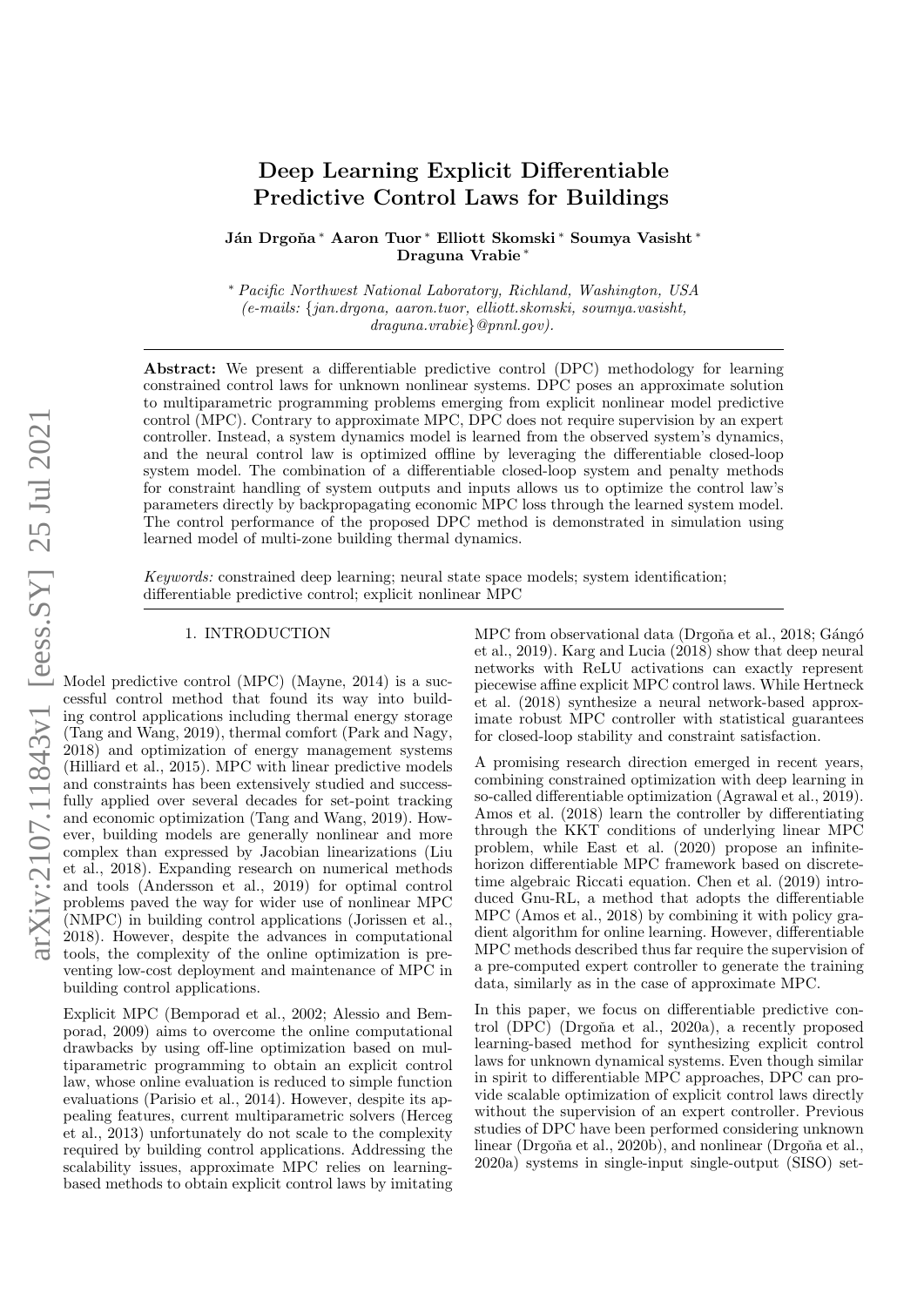# Deep Learning Explicit Differentiable Predictive Control Laws for Buildings

**Ján Drgoňa** * **Aaron Tuor** * **Elliott Skomski** * **Soumya Vasisht** * **Draguna Vrabie** *

\* *Pacific Northwest National Laboratory, Richland, Washington, USA (e-mails: {jan.drgona, aaron.tuor, elliott.skomski, soumya.vasisht, draguna.vrabie}@pnnl.gov).*

**Abstract:** We present a differentiable predictive control (DPC) methodology for learning constrained control laws for unknown nonlinear systems. DPC poses an approximate solution to multiparametric programming problems emerging from explicit nonlinear model predictive control (MPC). Contrary to approximate MPC, DPC does not require supervision by an expert controller. Instead, a system dynamics model is learned from the observed system's dynamics, and the neural control law is optimized offline by leveraging the differentiable closed-loop system model. The combination of a differentiable closed-loop system and penalty methods for constraint handling of system outputs and inputs allows us to optimize the control law's parameters directly by backpropagating economic MPC loss through the learned system model. The control performance of the proposed DPC method is demonstrated in simulation using learned model of multi-zone building thermal dynamics.

*Keywords:* constrained deep learning; neural state space models; system identification; differentiable predictive control; explicit nonlinear MPC

## 1. INTRODUCTION

Model predictive control (MPC) (Mayne, 2014) is a successful control method that found its way into building control applications including thermal energy storage (Tang and Wang, 2019), thermal comfort (Park and Nagy, 2018) and optimization of energy management systems (Hilliard et al., 2015). MPC with linear predictive models and constraints has been extensively studied and successfully applied over several decades for set-point tracking and economic optimization (Tang and Wang, 2019). However, building models are generally nonlinear and more complex than expressed by Jacobian linearizations (Liu et al., 2018). Expanding research on numerical methods and tools (Andersson et al., 2019) for optimal control problems paved the way for wider use of nonlinear MPC (NMPC) in building control applications (Jorissen et al., 2018). However, despite the advances in computational tools, the complexity of the online optimization is preventing low-cost deployment and maintenance of MPC in building control applications.

Explicit MPC (Bemporad et al., 2002; Alessio and Bemporad, 2009) aims to overcome the online computational drawbacks by using off-line optimization based on multiparametric programming to obtain an explicit control law, whose online evaluation is reduced to simple function evaluations (Parisio et al., 2014). However, despite its appealing features, current multiparametric solvers (Herceg et al., 2013) unfortunately do not scale to the complexity required by building control applications. Addressing the scalability issues, approximate MPC relies on learning-based methods to obtain explicit control laws by imitating MPC from observational data (Drgoňa et al., 2018; Gángó et al., 2019). Karg and Lucia (2018) show that deep neural networks with ReLU activations can exactly represent piecewise affine explicit MPC control laws. While Hertneck et al. (2018) synthesize a neural network-based approximate robust MPC controller with statistical guarantees for closed-loop stability and constraint satisfaction.

A promising research direction emerged in recent years, combining constrained optimization with deep learning in so-called differentiable optimization (Agrawal et al., 2019). Amos et al. (2018) learn the controller by differentiating through the KKT conditions of underlying linear MPC problem, while East et al. (2020) propose an infinite-horizon differentiable MPC framework based on discrete-time algebraic Riccati equation. Chen et al. (2019) introduced Gnu-RL, a method that adopts the differentiable MPC (Amos et al., 2018) by combining it with policy gradient algorithm for online learning. However, differentiable MPC methods described thus far require the supervision of a pre-computed expert controller to generate the training data, similarly as in the case of approximate MPC.

In this paper, we focus on differentiable predictive control (DPC) (Drgoňa et al., 2020a), a recently proposed learning-based method for synthesizing explicit control laws for unknown dynamical systems. Even though similar in spirit to differentiable MPC approaches, DPC can provide scalable optimization of explicit control laws directly without the supervision of an expert controller. Previous studies of DPC have been performed considering unknown linear (Drgoňa et al., 2020b), and nonlinear (Drgoňa et al., 2020a) systems in single-input single-output (SISO) set-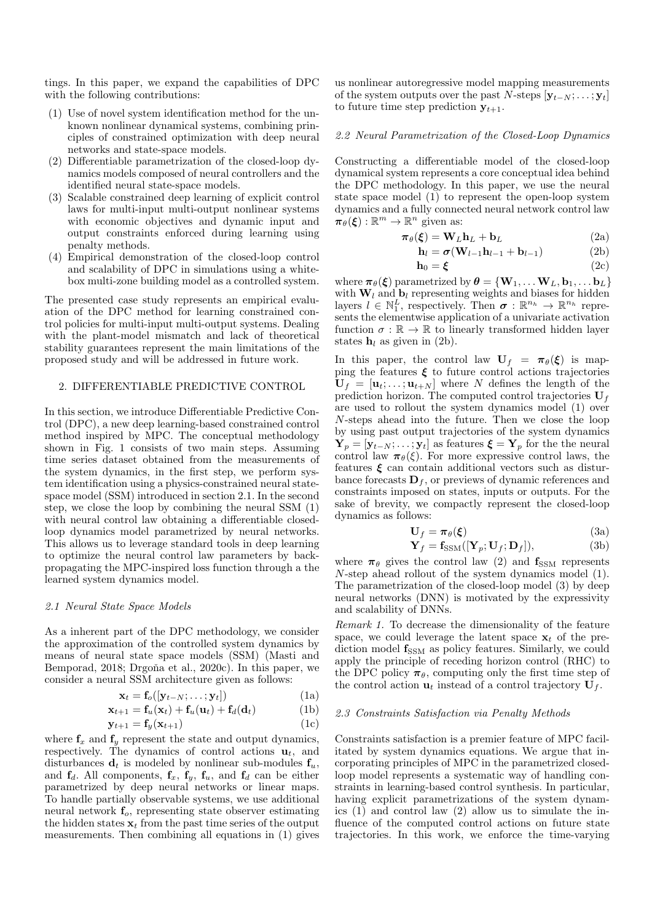tings. In this paper, we expand the capabilities of DPC with the following contributions:

1. Use of novel system identification method for the unknown nonlinear dynamical systems, combining principles of constrained optimization with deep neural networks and state-space models.
2. Differentiable parametrization of the closed-loop dynamics models composed of neural controllers and the identified neural state-space models.
3. Scalable constrained deep learning of explicit control laws for multi-input multi-output nonlinear systems with economic objectives and dynamic input and output constraints enforced during learning using penalty methods.
4. Empirical demonstration of the closed-loop control and scalability of DPC in simulations using a white-box multi-zone building model as a controlled system.

The presented case study represents an empirical evaluation of the DPC method for learning constrained control policies for multi-input multi-output systems. Dealing with the plant-model mismatch and lack of theoretical stability guarantees represent the main limitations of the proposed study and will be addressed in future work.

## 2. DIFFERENTIABLE PREDICTIVE CONTROL

In this section, we introduce Differentiable Predictive Control (DPC), a new deep learning-based constrained control method inspired by MPC. The conceptual methodology shown in Fig. 1 consists of two main steps. Assuming time series dataset obtained from the measurements of the system dynamics, in the first step, we perform system identification using a physics-constrained neural state-space model (SSM) introduced in section 2.1. In the second step, we close the loop by combining the neural SSM (1) with neural control law obtaining a differentiable closed-loop dynamics model parametrized by neural networks. This allows us to leverage standard tools in deep learning to optimize the neural control law parameters by back-propagating the MPC-inspired loss function through a the learned system dynamics model.

### 2.1 Neural State Space Models

As a inherent part of the DPC methodology, we consider the approximation of the controlled system dynamics by means of neural state space models (SSM) (Masti and Bemporad, 2018; Drgoňa et al., 2020c). In this paper, we consider a neural SSM architecture given as follows:

$$\mathbf{x}_t = \mathbf{f}_o([\mathbf{y}_{t-N}; \ldots; \mathbf{y}_t]) \tag{1a}$$

$$\mathbf{x}_{t+1} = \mathbf{f}_u(\mathbf{x}_t) + \mathbf{f}_u(\mathbf{u}_t) + \mathbf{f}_d(\mathbf{d}_t) \tag{1b}$$

$$\mathbf{y}_{t+1} = \mathbf{f}_y(\mathbf{x}_{t+1}) \tag{1c}$$

where $\mathbf{f}_x$ and $\mathbf{f}_y$ represent the state and output dynamics, respectively. The dynamics of control actions $\mathbf{u}_t$, and disturbances $\mathbf{d}_t$ is modeled by nonlinear sub-modules $\mathbf{f}_u$, and $\mathbf{f}_d$. All components, $\mathbf{f}_x$, $\mathbf{f}_y$, $\mathbf{f}_u$, and $\mathbf{f}_d$ can be either parametrized by deep neural networks or linear maps. To handle partially observable systems, we use additional neural network $\mathbf{f}_o$, representing state observer estimating the hidden states $\mathbf{x}_t$ from the past time series of the output measurements. Then combining all equations in (1) gives us nonlinear autoregressive model mapping measurements of the system outputs over the past $N$-steps $[\mathbf{y}_{t-N}; \ldots; \mathbf{y}_t]$ to future time step prediction $\mathbf{y}_{t+1}$.

### 2.2 Neural Parametrization of the Closed-Loop Dynamics

Constructing a differentiable model of the closed-loop dynamical system represents a core conceptual idea behind the DPC methodology. In this paper, we use the neural state space model (1) to represent the open-loop system dynamics and a fully connected neural network control law $\boldsymbol{\pi}_\theta(\boldsymbol{\xi}) : \mathbb{R}^m \to \mathbb{R}^n$ given as:

$$\boldsymbol{\pi}_\theta(\boldsymbol{\xi}) = \mathbf{W}_L \mathbf{h}_L + \mathbf{b}_L \tag{2a}$$

$$\mathbf{h}_l = \boldsymbol{\sigma}(\mathbf{W}_{l-1}\mathbf{h}_{l-1} + \mathbf{b}_{l-1}) \tag{2b}$$

$$\mathbf{h}_0 = \boldsymbol{\xi} \tag{2c}$$

where $\boldsymbol{\pi}_\theta(\boldsymbol{\xi})$ parametrized by $\boldsymbol{\theta} = \{\mathbf{W}_1, \ldots \mathbf{W}_L, \mathbf{b}_1, \ldots \mathbf{b}_L\}$ with $\mathbf{W}_l$ and $\mathbf{b}_l$ representing weights and biases for hidden layers $l \in \mathbb{N}_1^L$, respectively. Then $\boldsymbol{\sigma} : \mathbb{R}^{n_h} \to \mathbb{R}^{n_h}$ represents the elementwise application of a univariate activation function $\sigma : \mathbb{R} \to \mathbb{R}$ to linearly transformed hidden layer states $\mathbf{h}_l$ as given in (2b).

In this paper, the control law $\mathbf{U}_f = \boldsymbol{\pi}_\theta(\boldsymbol{\xi})$ is mapping the features $\boldsymbol{\xi}$ to future control actions trajectories $\mathbf{U}_f = [\mathbf{u}_t; \ldots; \mathbf{u}_{t+N}]$ where $N$ defines the length of the prediction horizon. The computed control trajectories $\mathbf{U}_f$ are used to rollout the system dynamics model (1) over $N$-steps ahead into the future. Then we close the loop by using past output trajectories of the system dynamics $\mathbf{Y}_p = [\mathbf{y}_{t-N}; \ldots; \mathbf{y}_t]$ as features $\boldsymbol{\xi} = \mathbf{Y}_p$ for the the neural control law $\boldsymbol{\pi}_\theta(\xi)$. For more expressive control laws, the features $\boldsymbol{\xi}$ can contain additional vectors such as disturbance forecasts $\mathbf{D}_f$, or previews of dynamic references and constraints imposed on states, inputs or outputs. For the sake of brevity, we compactly represent the closed-loop dynamics as follows:

$$\mathbf{U}_f = \boldsymbol{\pi}_\theta(\boldsymbol{\xi}) \tag{3a}$$

$$\mathbf{Y}_f = \mathbf{f}_{\text{SSM}}([\mathbf{Y}_p; \mathbf{U}_f; \mathbf{D}_f]), \tag{3b}$$

where $\boldsymbol{\pi}_\theta$ gives the control law (2) and $\mathbf{f}_{\text{SSM}}$ represents $N$-step ahead rollout of the system dynamics model (1). The parametrization of the closed-loop model (3) by deep neural networks (DNN) is motivated by the expressivity and scalability of DNNs.

*Remark 1.* To decrease the dimensionality of the feature space, we could leverage the latent space $\mathbf{x}_t$ of the prediction model $\mathbf{f}_{\text{SSM}}$ as policy features. Similarly, we could apply the principle of receding horizon control (RHC) to the DPC policy $\boldsymbol{\pi}_\theta$, computing only the first time step of the control action $\mathbf{u}_t$ instead of a control trajectory $\mathbf{U}_f$.

### 2.3 Constraints Satisfaction via Penalty Methods

Constraints satisfaction is a premier feature of MPC facilitated by system dynamics equations. We argue that incorporating principles of MPC in the parametrized closed-loop model represents a systematic way of handling constraints in learning-based control synthesis. In particular, having explicit parametrizations of the system dynamics (1) and control law (2) allow us to simulate the influence of the computed control actions on future state trajectories. In this work, we enforce the time-varying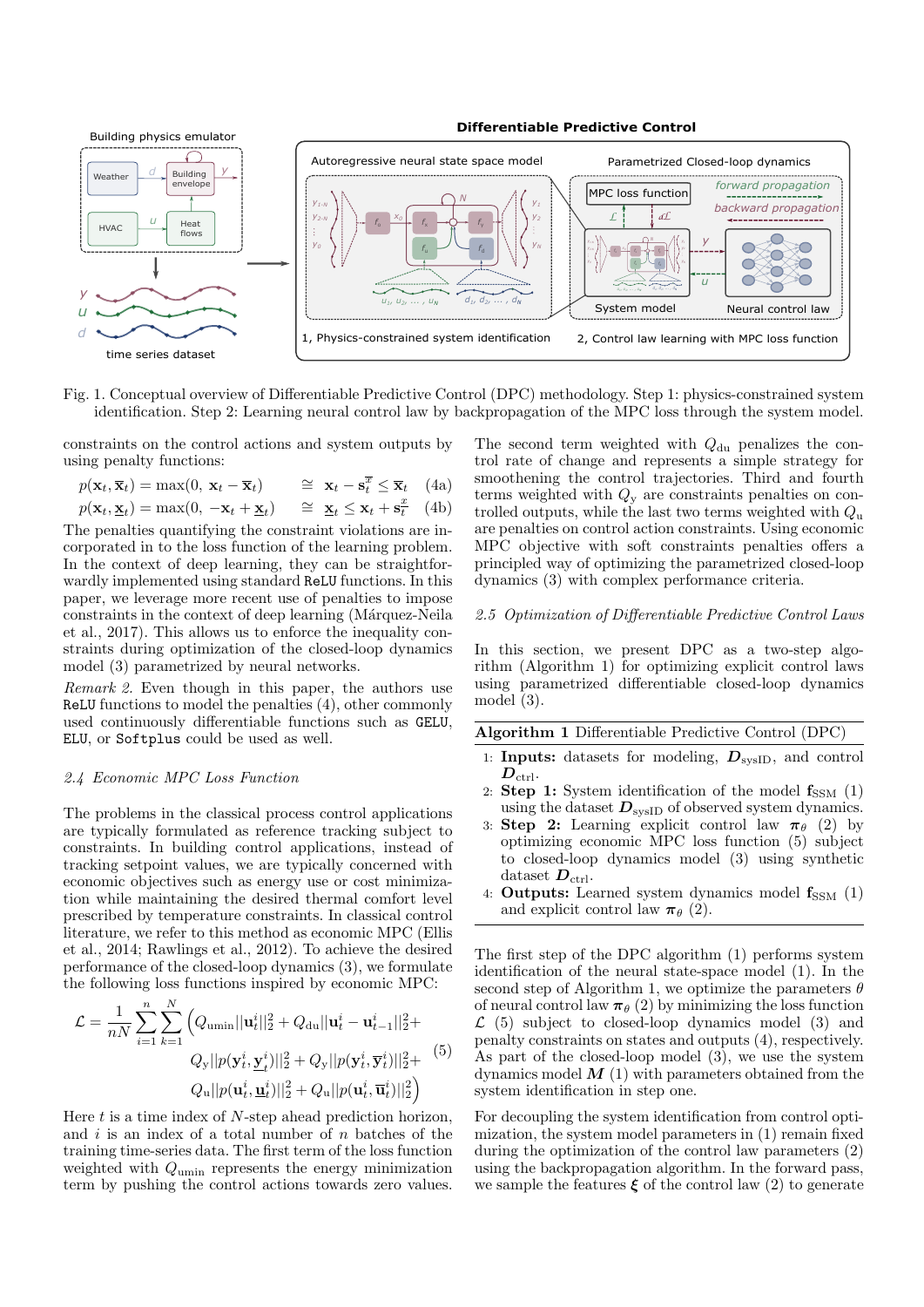Fig. 1. Conceptual overview of Differentiable Predictive Control (DPC) methodology. Step 1: physics-constrained system identification. Step 2: Learning neural control law by backpropagation of the MPC loss through the system model.

constraints on the control actions and system outputs by using penalty functions:

$$p(\mathbf{x}_t, \overline{\mathbf{x}}_t) = \max(0, \mathbf{x}_t - \overline{\mathbf{x}}_t) \quad \cong \quad \mathbf{x}_t - \mathbf{s}_t^{\overline{x}} \leq \overline{\mathbf{x}}_t \tag{4a}$$

$$p(\mathbf{x}_t, \underline{\mathbf{x}}_t) = \max(0, -\mathbf{x}_t + \underline{\mathbf{x}}_t) \quad \cong \quad \underline{\mathbf{x}}_t \leq \mathbf{x}_t + \mathbf{s}_t^{\underline{x}} \tag{4b}$$

The penalties quantifying the constraint violations are incorporated in to the loss function of the learning problem. In the context of deep learning, they can be straightforwardly implemented using standard ReLU functions. In this paper, we leverage more recent use of penalties to impose constraints in the context of deep learning (Márquez-Neila et al., 2017). This allows us to enforce the inequality constraints during optimization of the closed-loop dynamics model (3) parametrized by neural networks.

*Remark 2.* Even though in this paper, the authors use ReLU functions to model the penalties (4), other commonly used continuously differentiable functions such as GELU, ELU, or Softplus could be used as well.

### *2.4 Economic MPC Loss Function*

The problems in the classical process control applications are typically formulated as reference tracking subject to constraints. In building control applications, instead of tracking setpoint values, we are typically concerned with economic objectives such as energy use or cost minimization while maintaining the desired thermal comfort level prescribed by temperature constraints. In classical control literature, we refer to this method as economic MPC (Ellis et al., 2014; Rawlings et al., 2012). To achieve the desired performance of the closed-loop dynamics (3), we formulate the following loss functions inspired by economic MPC:

$$\mathcal{L} = \frac{1}{nN} \sum_{i=1}^{n} \sum_{k=1}^{N} \Big( Q_{\text{umin}} ||\mathbf{u}_t^i||_2^2 + Q_{\text{du}} ||\mathbf{u}_t^i - \mathbf{u}_{t-1}^i||_2^2 + Q_{\text{y}} ||p(\mathbf{y}_t^i, \underline{\mathbf{y}}_t^i)||_2^2 + Q_{\text{y}} ||p(\mathbf{y}_t^i, \overline{\mathbf{y}}_t^i)||_2^2 + Q_{\text{u}} ||p(\mathbf{u}_t^i, \underline{\mathbf{u}}_t^i)||_2^2 + Q_{\text{u}} ||p(\mathbf{u}_t^i, \overline{\mathbf{u}}_t^i)||_2^2 \Big) \tag{5}$$

Here $t$ is a time index of $N$-step ahead prediction horizon, and $i$ is an index of a total number of $n$ batches of the training time-series data. The first term of the loss function weighted with $Q_{\text{umin}}$ represents the energy minimization term by pushing the control actions towards zero values. The second term weighted with $Q_{\text{du}}$ penalizes the control rate of change and represents a simple strategy for smoothening the control trajectories. Third and fourth terms weighted with $Q_{\text{y}}$ are constraints penalties on controlled outputs, while the last two terms weighted with $Q_{\text{u}}$ are penalties on control action constraints. Using economic MPC objective with soft constraints penalties offers a principled way of optimizing the parametrized closed-loop dynamics (3) with complex performance criteria.

### *2.5 Optimization of Differentiable Predictive Control Laws*

In this section, we present DPC as a two-step algorithm (Algorithm 1) for optimizing explicit control laws using parametrized differentiable closed-loop dynamics model (3).

**Algorithm 1** Differentiable Predictive Control (DPC)

1: **Inputs:** datasets for modeling, $\boldsymbol{D}_{\text{sysID}}$, and control $\boldsymbol{D}_{\text{ctrl}}$.
2: **Step 1:** System identification of the model $\mathbf{f}_{\text{SSM}}$ (1) using the dataset $\boldsymbol{D}_{\text{sysID}}$ of observed system dynamics.
3: **Step 2:** Learning explicit control law $\boldsymbol{\pi}_\theta$ (2) by optimizing economic MPC loss function (5) subject to closed-loop dynamics model (3) using synthetic dataset $\boldsymbol{D}_{\text{ctrl}}$.
4: **Outputs:** Learned system dynamics model $\mathbf{f}_{\text{SSM}}$ (1) and explicit control law $\boldsymbol{\pi}_\theta$ (2).

The first step of the DPC algorithm (1) performs system identification of the neural state-space model (1). In the second step of Algorithm 1, we optimize the parameters $\theta$ of neural control law $\boldsymbol{\pi}_\theta$ (2) by minimizing the loss function $\mathcal{L}$ (5) subject to closed-loop dynamics model (3) and penalty constraints on states and outputs (4), respectively. As part of the closed-loop model (3), we use the system dynamics model $\boldsymbol{M}$ (1) with parameters obtained from the system identification in step one.

For decoupling the system identification from control optimization, the system model parameters in (1) remain fixed during the optimization of the control law parameters (2) using the backpropagation algorithm. In the forward pass, we sample the features $\boldsymbol{\xi}$ of the control law (2) to generate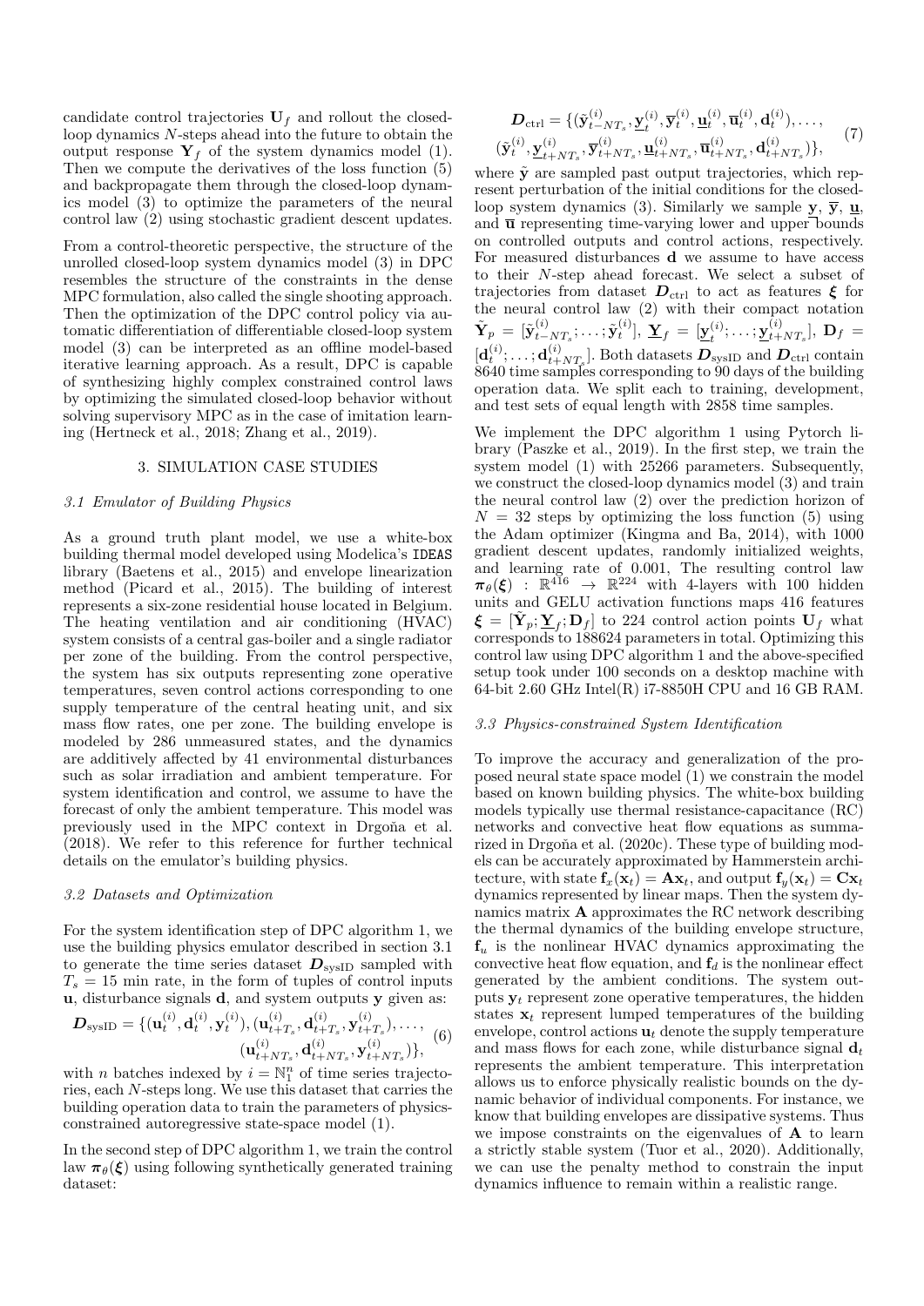candidate control trajectories $\mathbf{U}_f$ and rollout the closed-loop dynamics $N$-steps ahead into the future to obtain the output response $\mathbf{Y}_f$ of the system dynamics model (1). Then we compute the derivatives of the loss function (5) and backpropagate them through the closed-loop dynamics model (3) to optimize the parameters of the neural control law (2) using stochastic gradient descent updates.

From a control-theoretic perspective, the structure of the unrolled closed-loop system dynamics model (3) in DPC resembles the structure of the constraints in the dense MPC formulation, also called the single shooting approach. Then the optimization of the DPC control policy via automatic differentiation of differentiable closed-loop system model (3) can be interpreted as an offline model-based iterative learning approach. As a result, DPC is capable of synthesizing highly complex constrained control laws by optimizing the simulated closed-loop behavior without solving supervisory MPC as in the case of imitation learning (Hertneck et al., 2018; Zhang et al., 2019).

## 3. SIMULATION CASE STUDIES

### *3.1 Emulator of Building Physics*

As a ground truth plant model, we use a white-box building thermal model developed using Modelica's IDEAS library (Baetens et al., 2015) and envelope linearization method (Picard et al., 2015). The building of interest represents a six-zone residential house located in Belgium. The heating ventilation and air conditioning (HVAC) system consists of a central gas-boiler and a single radiator per zone of the building. From the control perspective, the system has six outputs representing zone operative temperatures, seven control actions corresponding to one supply temperature of the central heating unit, and six mass flow rates, one per zone. The building envelope is modeled by 286 unmeasured states, and the dynamics are additively affected by 41 environmental disturbances such as solar irradiation and ambient temperature. For system identification and control, we assume to have the forecast of only the ambient temperature. This model was previously used in the MPC context in Drgoňa et al. (2018). We refer to this reference for further technical details on the emulator's building physics.

### *3.2 Datasets and Optimization*

For the system identification step of DPC algorithm 1, we use the building physics emulator described in section 3.1 to generate the time series dataset $\boldsymbol{D}_{\text{sysID}}$ sampled with $T_s = 15$ min rate, in the form of tuples of control inputs $\mathbf{u}$, disturbance signals $\mathbf{d}$, and system outputs $\mathbf{y}$ given as:

$$\begin{aligned}\boldsymbol{D}_{\text{sysID}} = \{(\mathbf{u}_t^{(i)}, \mathbf{d}_t^{(i)}, \mathbf{y}_t^{(i)}), (\mathbf{u}_{t+T_s}^{(i)}, \mathbf{d}_{t+T_s}^{(i)}, \mathbf{y}_{t+T_s}^{(i)}), \ldots, \\ (\mathbf{u}_{t+NT_s}^{(i)}, \mathbf{d}_{t+NT_s}^{(i)}, \mathbf{y}_{t+NT_s}^{(i)})\},\end{aligned} \tag{6}$$

with $n$ batches indexed by $i = \mathbb{N}_1^n$ of time series trajectories, each $N$-steps long. We use this dataset that carries the building operation data to train the parameters of physics-constrained autoregressive state-space model (1).

In the second step of DPC algorithm 1, we train the control law $\boldsymbol{\pi}_\theta(\boldsymbol{\xi})$ using following synthetically generated training dataset:

$$\begin{aligned}\boldsymbol{D}_{\text{ctrl}} = \{(\tilde{\mathbf{y}}_{t-NT_s}^{(i)}, \underline{\mathbf{y}}_t^{(i)}, \overline{\mathbf{y}}_t^{(i)}, \underline{\mathbf{u}}_t^{(i)}, \overline{\mathbf{u}}_t^{(i)}, \mathbf{d}_t^{(i)}), \ldots, \\ (\tilde{\mathbf{y}}_t^{(i)}, \underline{\mathbf{y}}_{t+NT_s}^{(i)}, \overline{\mathbf{y}}_{t+NT_s}^{(i)}, \underline{\mathbf{u}}_{t+NT_s}^{(i)}, \overline{\mathbf{u}}_{t+NT_s}^{(i)}, \mathbf{d}_{t+NT_s}^{(i)})\},\end{aligned} \tag{7}$$

where $\tilde{\mathbf{y}}$ are sampled past output trajectories, which represent perturbation of the initial conditions for the closed-loop system dynamics (3). Similarly we sample $\underline{\mathbf{y}}$, $\overline{\mathbf{y}}$, $\underline{\mathbf{u}}$, and $\overline{\mathbf{u}}$ representing time-varying lower and upper bounds on controlled outputs and control actions, respectively. For measured disturbances $\mathbf{d}$ we assume to have access to their $N$-step ahead forecast. We select a subset of trajectories from dataset $\boldsymbol{D}_{\text{ctrl}}$ to act as features $\boldsymbol{\xi}$ for the neural control law (2) with their compact notation $\tilde{\mathbf{Y}}_p = [\tilde{\mathbf{y}}_{t-NT_s}^{(i)}; \ldots; \tilde{\mathbf{y}}_t^{(i)}]$, $\underline{\mathbf{Y}}_f = [\underline{\mathbf{y}}_t^{(i)}; \ldots; \underline{\mathbf{y}}_{t+NT_s}^{(i)}]$, $\mathbf{D}_f = [\mathbf{d}_t^{(i)}; \ldots; \mathbf{d}_{t+NT_s}^{(i)}]$. Both datasets $\boldsymbol{D}_{\text{sysID}}$ and $\boldsymbol{D}_{\text{ctrl}}$ contain 8640 time samples corresponding to 90 days of the building operation data. We split each to training, development, and test sets of equal length with 2858 time samples.

We implement the DPC algorithm 1 using Pytorch library (Paszke et al., 2019). In the first step, we train the system model (1) with 25266 parameters. Subsequently, we construct the closed-loop dynamics model (3) and train the neural control law (2) over the prediction horizon of $N = 32$ steps by optimizing the loss function (5) using the Adam optimizer (Kingma and Ba, 2014), with 1000 gradient descent updates, randomly initialized weights, and learning rate of 0.001, The resulting control law $\boldsymbol{\pi}_\theta(\boldsymbol{\xi}) : \mathbb{R}^{416} \rightarrow \mathbb{R}^{224}$ with 4-layers with 100 hidden units and GELU activation functions maps 416 features $\boldsymbol{\xi} = [\tilde{\mathbf{Y}}_p; \underline{\mathbf{Y}}_f; \mathbf{D}_f]$ to 224 control action points $\mathbf{U}_f$ what corresponds to 188624 parameters in total. Optimizing this control law using DPC algorithm 1 and the above-specified setup took under 100 seconds on a desktop machine with 64-bit 2.60 GHz Intel(R) i7-8850H CPU and 16 GB RAM.

### *3.3 Physics-constrained System Identification*

To improve the accuracy and generalization of the proposed neural state space model (1) we constrain the model based on known building physics. The white-box building models typically use thermal resistance-capacitance (RC) networks and convective heat flow equations as summarized in Drgoňa et al. (2020c). These type of building models can be accurately approximated by Hammerstein architecture, with state $\mathbf{f}_x(\mathbf{x}_t) = \mathbf{A}\mathbf{x}_t$, and output $\mathbf{f}_y(\mathbf{x}_t) = \mathbf{C}\mathbf{x}_t$ dynamics represented by linear maps. Then the system dynamics matrix $\mathbf{A}$ approximates the RC network describing the thermal dynamics of the building envelope structure, $\mathbf{f}_u$ is the nonlinear HVAC dynamics approximating the convective heat flow equation, and $\mathbf{f}_d$ is the nonlinear effect generated by the ambient conditions. The system outputs $\mathbf{y}_t$ represent zone operative temperatures, the hidden states $\mathbf{x}_t$ represent lumped temperatures of the building envelope, control actions $\mathbf{u}_t$ denote the supply temperature and mass flows for each zone, while disturbance signal $\mathbf{d}_t$ represents the ambient temperature. This interpretation allows us to enforce physically realistic bounds on the dynamic behavior of individual components. For instance, we know that building envelopes are dissipative systems. Thus we impose constraints on the eigenvalues of $\mathbf{A}$ to learn a strictly stable system (Tuor et al., 2020). Additionally, we can use the penalty method to constrain the input dynamics influence to remain within a realistic range.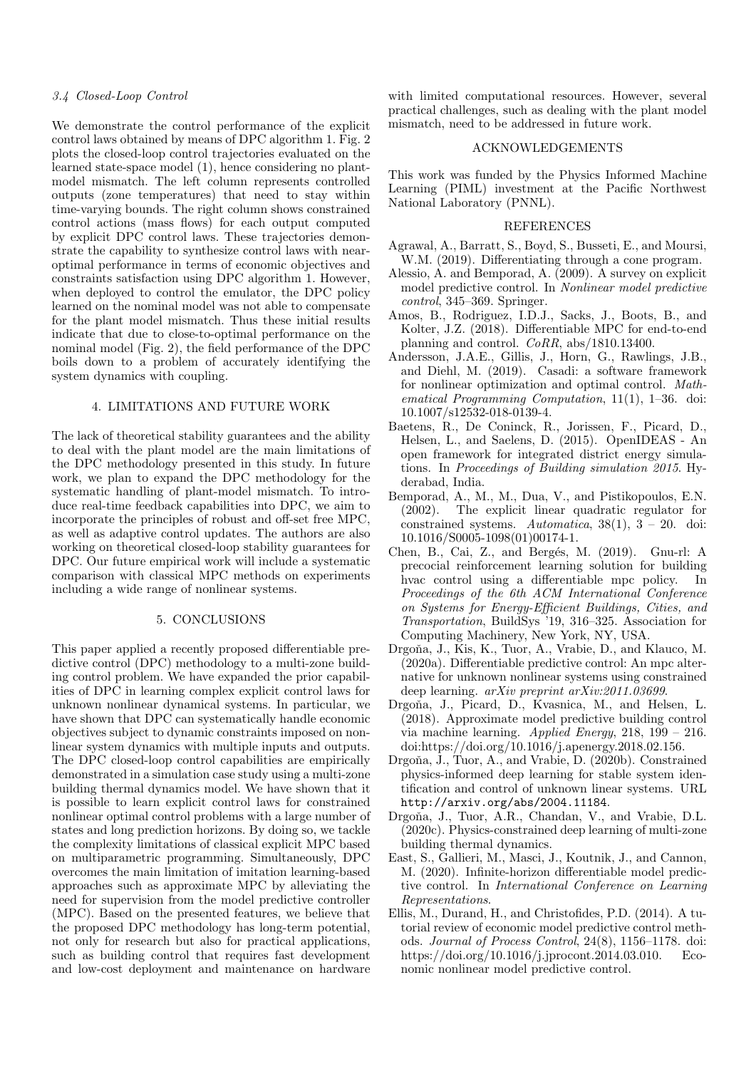### 3.4 Closed-Loop Control

We demonstrate the control performance of the explicit control laws obtained by means of DPC algorithm 1. Fig. 2 plots the closed-loop control trajectories evaluated on the learned state-space model (1), hence considering no plant-model mismatch. The left column represents controlled outputs (zone temperatures) that need to stay within time-varying bounds. The right column shows constrained control actions (mass flows) for each output computed by explicit DPC control laws. These trajectories demonstrate the capability to synthesize control laws with near-optimal performance in terms of economic objectives and constraints satisfaction using DPC algorithm 1. However, when deployed to control the emulator, the DPC policy learned on the nominal model was not able to compensate for the plant model mismatch. Thus these initial results indicate that due to close-to-optimal performance on the nominal model (Fig. 2), the field performance of the DPC boils down to a problem of accurately identifying the system dynamics with coupling.

## 4. LIMITATIONS AND FUTURE WORK

The lack of theoretical stability guarantees and the ability to deal with the plant model are the main limitations of the DPC methodology presented in this study. In future work, we plan to expand the DPC methodology for the systematic handling of plant-model mismatch. To introduce real-time feedback capabilities into DPC, we aim to incorporate the principles of robust and off-set free MPC, as well as adaptive control updates. The authors are also working on theoretical closed-loop stability guarantees for DPC. Our future empirical work will include a systematic comparison with classical MPC methods on experiments including a wide range of nonlinear systems.

## 5. CONCLUSIONS

This paper applied a recently proposed differentiable predictive control (DPC) methodology to a multi-zone building control problem. We have expanded the prior capabilities of DPC in learning complex explicit control laws for unknown nonlinear dynamical systems. In particular, we have shown that DPC can systematically handle economic objectives subject to dynamic constraints imposed on nonlinear system dynamics with multiple inputs and outputs. The DPC closed-loop control capabilities are empirically demonstrated in a simulation case study using a multi-zone building thermal dynamics model. We have shown that it is possible to learn explicit control laws for constrained nonlinear optimal control problems with a large number of states and long prediction horizons. By doing so, we tackle the complexity limitations of classical explicit MPC based on multiparametric programming. Simultaneously, DPC overcomes the main limitation of imitation learning-based approaches such as approximate MPC by alleviating the need for supervision from the model predictive controller (MPC). Based on the presented features, we believe that the proposed DPC methodology has long-term potential, not only for research but also for practical applications, such as building control that requires fast development and low-cost deployment and maintenance on hardware with limited computational resources. However, several practical challenges, such as dealing with the plant model mismatch, need to be addressed in future work.

## ACKNOWLEDGEMENTS

This work was funded by the Physics Informed Machine Learning (PIML) investment at the Pacific Northwest National Laboratory (PNNL).

## REFERENCES

Agrawal, A., Barratt, S., Boyd, S., Busseti, E., and Moursi, W.M. (2019). Differentiating through a cone program.

Alessio, A. and Bemporad, A. (2009). A survey on explicit model predictive control. In *Nonlinear model predictive control*, 345–369. Springer.

Amos, B., Rodriguez, I.D.J., Sacks, J., Boots, B., and Kolter, J.Z. (2018). Differentiable MPC for end-to-end planning and control. *CoRR*, abs/1810.13400.

Andersson, J.A.E., Gillis, J., Horn, G., Rawlings, J.B., and Diehl, M. (2019). Casadi: a software framework for nonlinear optimization and optimal control. *Mathematical Programming Computation*, 11(1), 1–36. doi: 10.1007/s12532-018-0139-4.

Baetens, R., De Coninck, R., Jorissen, F., Picard, D., Helsen, L., and Saelens, D. (2015). OpenIDEAS - An open framework for integrated district energy simulations. In *Proceedings of Building simulation 2015*. Hyderabad, India.

Bemporad, A., M., M., Dua, V., and Pistikopoulos, E.N. (2002). The explicit linear quadratic regulator for constrained systems. *Automatica*, 38(1), 3 – 20. doi: 10.1016/S0005-1098(01)00174-1.

Chen, B., Cai, Z., and Bergés, M. (2019). Gnu-rl: A precocial reinforcement learning solution for building hvac control using a differentiable mpc policy. In *Proceedings of the 6th ACM International Conference on Systems for Energy-Efficient Buildings, Cities, and Transportation*, BuildSys '19, 316–325. Association for Computing Machinery, New York, NY, USA.

Drgoňa, J., Kis, K., Tuor, A., Vrabie, D., and Klauco, M. (2020a). Differentiable predictive control: An mpc alternative for unknown nonlinear systems using constrained deep learning. *arXiv preprint arXiv:2011.03699*.

Drgoňa, J., Picard, D., Kvasnica, M., and Helsen, L. (2018). Approximate model predictive building control via machine learning. *Applied Energy*, 218, 199 – 216. doi:https://doi.org/10.1016/j.apenergy.2018.02.156.

Drgoňa, J., Tuor, A., and Vrabie, D. (2020b). Constrained physics-informed deep learning for stable system identification and control of unknown linear systems. URL `http://arxiv.org/abs/2004.11184`.

Drgoňa, J., Tuor, A.R., Chandan, V., and Vrabie, D.L. (2020c). Physics-constrained deep learning of multi-zone building thermal dynamics.

East, S., Gallieri, M., Masci, J., Koutnik, J., and Cannon, M. (2020). Infinite-horizon differentiable model predictive control. In *International Conference on Learning Representations*.

Ellis, M., Durand, H., and Christofides, P.D. (2014). A tutorial review of economic model predictive control methods. *Journal of Process Control*, 24(8), 1156–1178. doi: https://doi.org/10.1016/j.jprocont.2014.03.010. Economic nonlinear model predictive control.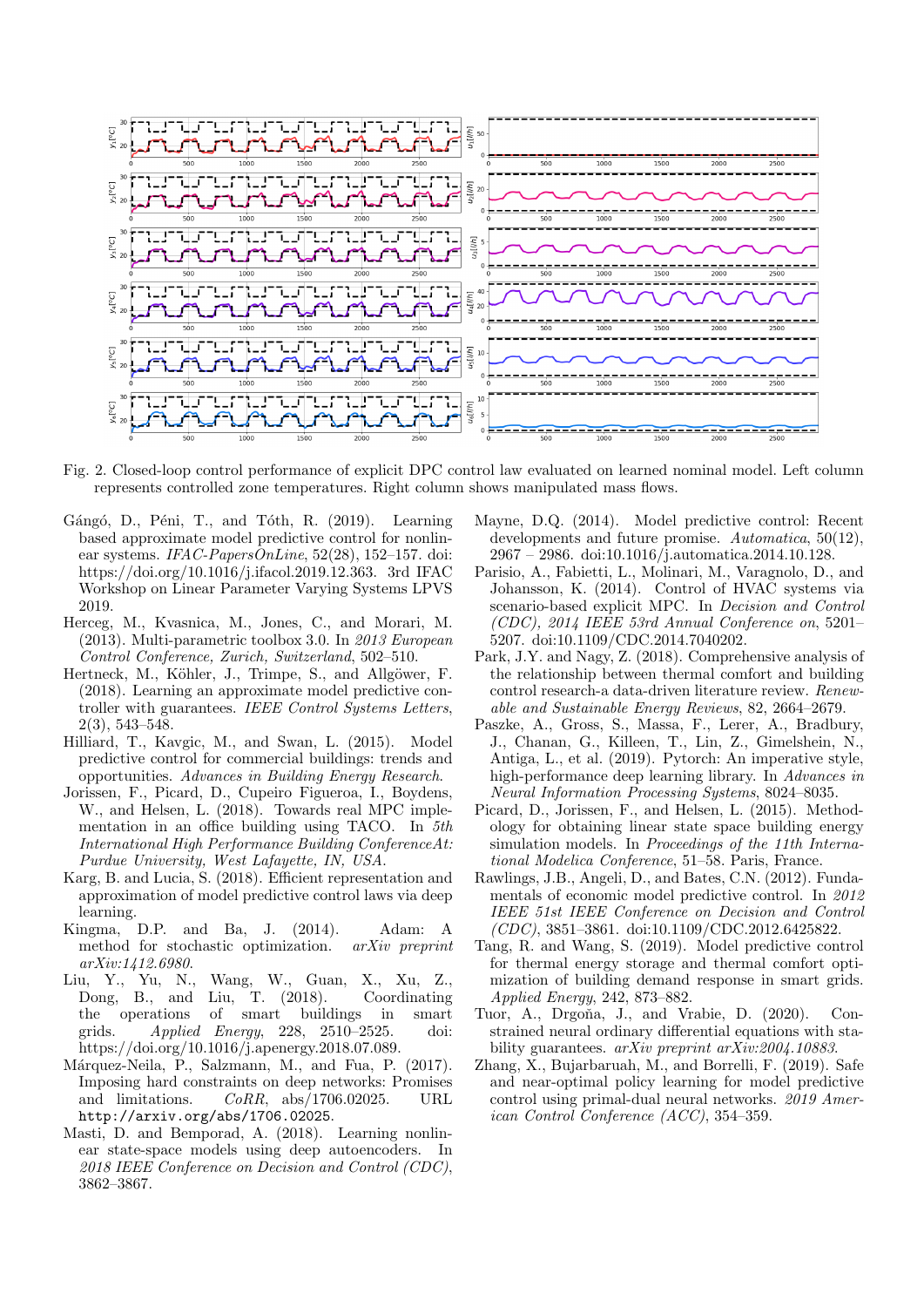Fig. 2. Closed-loop control performance of explicit DPC control law evaluated on learned nominal model. Left column represents controlled zone temperatures. Right column shows manipulated mass flows.

Gángó, D., Péni, T., and Tóth, R. (2019). Learning based approximate model predictive control for nonlinear systems. *IFAC-PapersOnLine*, 52(28), 152–157. doi: https://doi.org/10.1016/j.ifacol.2019.12.363. 3rd IFAC Workshop on Linear Parameter Varying Systems LPVS 2019.

Herceg, M., Kvasnica, M., Jones, C., and Morari, M. (2013). Multi-parametric toolbox 3.0. In *2013 European Control Conference, Zurich, Switzerland*, 502–510.

Hertneck, M., Köhler, J., Trimpe, S., and Allgöwer, F. (2018). Learning an approximate model predictive controller with guarantees. *IEEE Control Systems Letters*, 2(3), 543–548.

Hilliard, T., Kavgic, M., and Swan, L. (2015). Model predictive control for commercial buildings: trends and opportunities. *Advances in Building Energy Research*.

Jorissen, F., Picard, D., Cupeiro Figueroa, I., Boydens, W., and Helsen, L. (2018). Towards real MPC implementation in an office building using TACO. In *5th International High Performance Building ConferenceAt: Purdue University, West Lafayette, IN, USA*.

Karg, B. and Lucia, S. (2018). Efficient representation and approximation of model predictive control laws via deep learning.

Kingma, D.P. and Ba, J. (2014). Adam: A method for stochastic optimization. *arXiv preprint arXiv:1412.6980*.

Liu, Y., Yu, N., Wang, W., Guan, X., Xu, Z., Dong, B., and Liu, T. (2018). Coordinating the operations of smart buildings in smart grids. *Applied Energy*, 228, 2510–2525. doi: https://doi.org/10.1016/j.apenergy.2018.07.089.

Márquez-Neila, P., Salzmann, M., and Fua, P. (2017). Imposing hard constraints on deep networks: Promises and limitations. *CoRR*, abs/1706.02025. URL http://arxiv.org/abs/1706.02025.

Masti, D. and Bemporad, A. (2018). Learning nonlinear state-space models using deep autoencoders. In *2018 IEEE Conference on Decision and Control (CDC)*, 3862–3867.

Mayne, D.Q. (2014). Model predictive control: Recent developments and future promise. *Automatica*, 50(12), 2967 – 2986. doi:10.1016/j.automatica.2014.10.128.

Parisio, A., Fabietti, L., Molinari, M., Varagnolo, D., and Johansson, K. (2014). Control of HVAC systems via scenario-based explicit MPC. In *Decision and Control (CDC), 2014 IEEE 53rd Annual Conference on*, 5201–5207. doi:10.1109/CDC.2014.7040202.

Park, J.Y. and Nagy, Z. (2018). Comprehensive analysis of the relationship between thermal comfort and building control research-a data-driven literature review. *Renewable and Sustainable Energy Reviews*, 82, 2664–2679.

Paszke, A., Gross, S., Massa, F., Lerer, A., Bradbury, J., Chanan, G., Killeen, T., Lin, Z., Gimelshein, N., Antiga, L., et al. (2019). Pytorch: An imperative style, high-performance deep learning library. In *Advances in Neural Information Processing Systems*, 8024–8035.

Picard, D., Jorissen, F., and Helsen, L. (2015). Methodology for obtaining linear state space building energy simulation models. In *Proceedings of the 11th International Modelica Conference*, 51–58. Paris, France.

Rawlings, J.B., Angeli, D., and Bates, C.N. (2012). Fundamentals of economic model predictive control. In *2012 IEEE 51st IEEE Conference on Decision and Control (CDC)*, 3851–3861. doi:10.1109/CDC.2012.6425822.

Tang, R. and Wang, S. (2019). Model predictive control for thermal energy storage and thermal comfort optimization of building demand response in smart grids. *Applied Energy*, 242, 873–882.

Tuor, A., Drgoňa, J., and Vrabie, D. (2020). Constrained neural ordinary differential equations with stability guarantees. *arXiv preprint arXiv:2004.10883*.

Zhang, X., Bujarbaruah, M., and Borrelli, F. (2019). Safe and near-optimal policy learning for model predictive control using primal-dual neural networks. *2019 American Control Conference (ACC)*, 354–359.